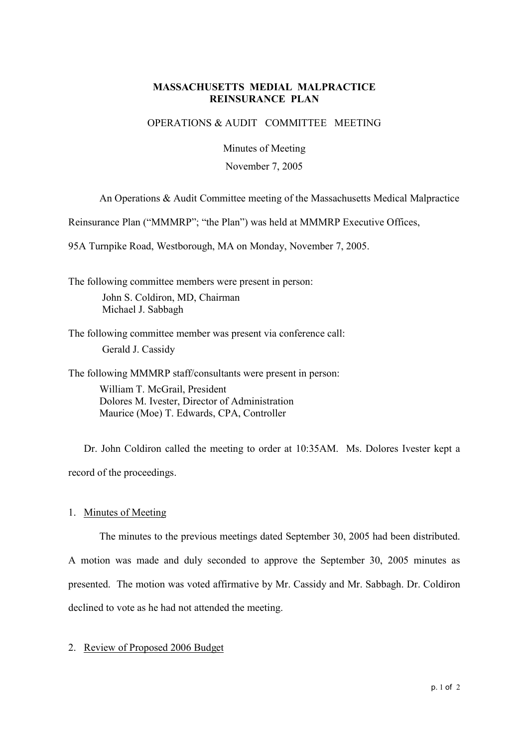# MASSACHUSETTS MEDIAL MALPRACTICE REINSURANCE PLAN

## OPERATIONS & AUDIT COMMITTEE MEETING

Minutes of Meeting

November 7, 2005

An Operations & Audit Committee meeting of the Massachusetts Medical Malpractice Reinsurance Plan ("MMMRP"; "the Plan") was held at MMMRP Executive Offices, 95A Turnpike Road, Westborough, MA on Monday, November 7, 2005.

The following committee members were present in person:

John S. Coldiron, MD, Chairman
Michael J. Sabbagh

The following committee member was present via conference call:

Gerald J. Cassidy

The following MMMRP staff/consultants were present in person:

William T. McGrail, President
Dolores M. Ivester, Director of Administration
Maurice (Moe) T. Edwards, CPA, Controller

Dr. John Coldiron called the meeting to order at 10:35AM. Ms. Dolores Ivester kept a record of the proceedings.

1. Minutes of Meeting

The minutes to the previous meetings dated September 30, 2005 had been distributed. A motion was made and duly seconded to approve the September 30, 2005 minutes as presented. The motion was voted affirmative by Mr. Cassidy and Mr. Sabbagh. Dr. Coldiron declined to vote as he had not attended the meeting.

2. Review of Proposed 2006 Budget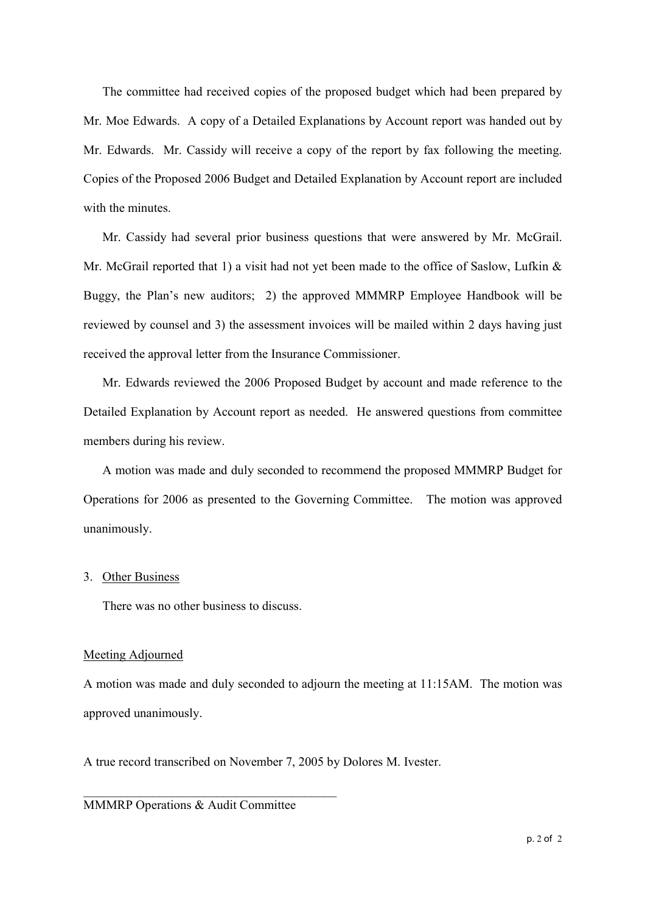The committee had received copies of the proposed budget which had been prepared by Mr. Moe Edwards. A copy of a Detailed Explanations by Account report was handed out by Mr. Edwards. Mr. Cassidy will receive a copy of the report by fax following the meeting. Copies of the Proposed 2006 Budget and Detailed Explanation by Account report are included with the minutes.

Mr. Cassidy had several prior business questions that were answered by Mr. McGrail. Mr. McGrail reported that 1) a visit had not yet been made to the office of Saslow, Lufkin & Buggy, the Plan's new auditors; 2) the approved MMMRP Employee Handbook will be reviewed by counsel and 3) the assessment invoices will be mailed within 2 days having just received the approval letter from the Insurance Commissioner.

Mr. Edwards reviewed the 2006 Proposed Budget by account and made reference to the Detailed Explanation by Account report as needed. He answered questions from committee members during his review.

A motion was made and duly seconded to recommend the proposed MMMRP Budget for Operations for 2006 as presented to the Governing Committee. The motion was approved unanimously.

3. Other Business

There was no other business to discuss.

Meeting Adjourned

A motion was made and duly seconded to adjourn the meeting at 11:15AM. The motion was approved unanimously.

A true record transcribed on November 7, 2005 by Dolores M. Ivester.

\_\_\_\_\_\_\_\_\_\_\_\_\_\_\_\_\_\_\_\_\_\_\_\_\_\_\_\_\_\_\_\_\_\_\_\_\_\_\_\_

MMMRP Operations & Audit Committee